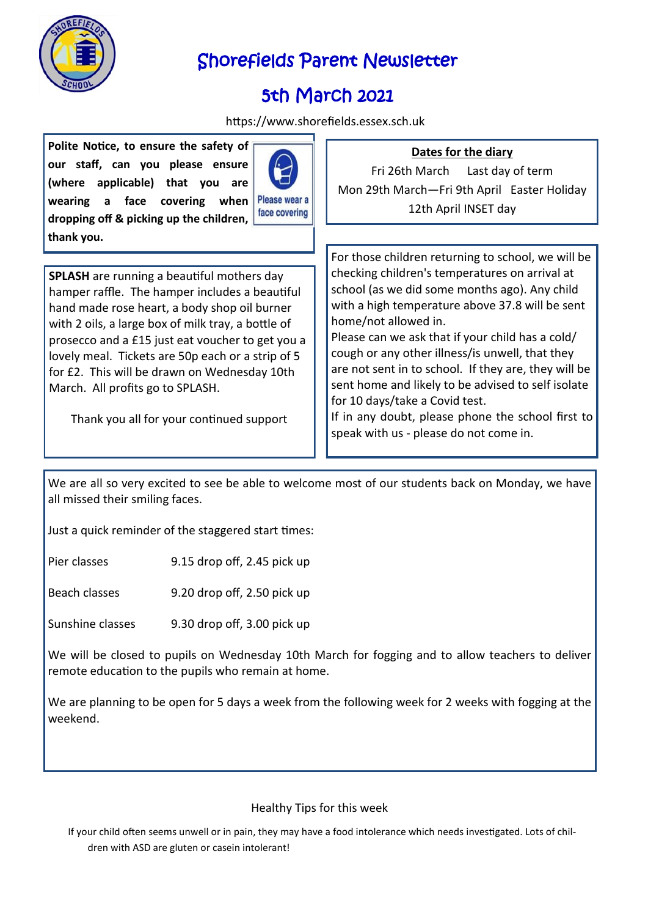# Shorefields Parent Newsletter

## 5th March 2021

https://www.shorefields.essex.sch.uk

**Polite Notice, to ensure the safety of our staff, can you please ensure (where applicable) that you are wearing a face covering when dropping off & picking up the children, thank you.**

Please wear a face covering

**SPLASH** are running a beautiful mothers day hamper raffle. The hamper includes a beautiful hand made rose heart, a body shop oil burner with 2 oils, a large box of milk tray, a bottle of prosecco and a £15 just eat voucher to get you a lovely meal. Tickets are 50p each or a strip of 5 for £2. This will be drawn on Wednesday 10th March. All profits go to SPLASH.

Thank you all for your continued support

**Dates for the diary**

Fri 26th March Last day of term

Mon 29th March—Fri 9th April Easter Holiday

12th April INSET day

For those children returning to school, we will be checking children's temperatures on arrival at school (as we did some months ago). Any child with a high temperature above 37.8 will be sent home/not allowed in.

Please can we ask that if your child has a cold/ cough or any other illness/is unwell, that they are not sent in to school. If they are, they will be sent home and likely to be advised to self isolate for 10 days/take a Covid test.

If in any doubt, please phone the school first to speak with us - please do not come in.

We are all so very excited to see be able to welcome most of our students back on Monday, we have all missed their smiling faces.

Just a quick reminder of the staggered start times:

| | |
|---|---|
| Pier classes | 9.15 drop off, 2.45 pick up |
| Beach classes | 9.20 drop off, 2.50 pick up |
| Sunshine classes | 9.30 drop off, 3.00 pick up |

We will be closed to pupils on Wednesday 10th March for fogging and to allow teachers to deliver remote education to the pupils who remain at home.

We are planning to be open for 5 days a week from the following week for 2 weeks with fogging at the weekend.

Healthy Tips for this week

If your child often seems unwell or in pain, they may have a food intolerance which needs investigated. Lots of children with ASD are gluten or casein intolerant!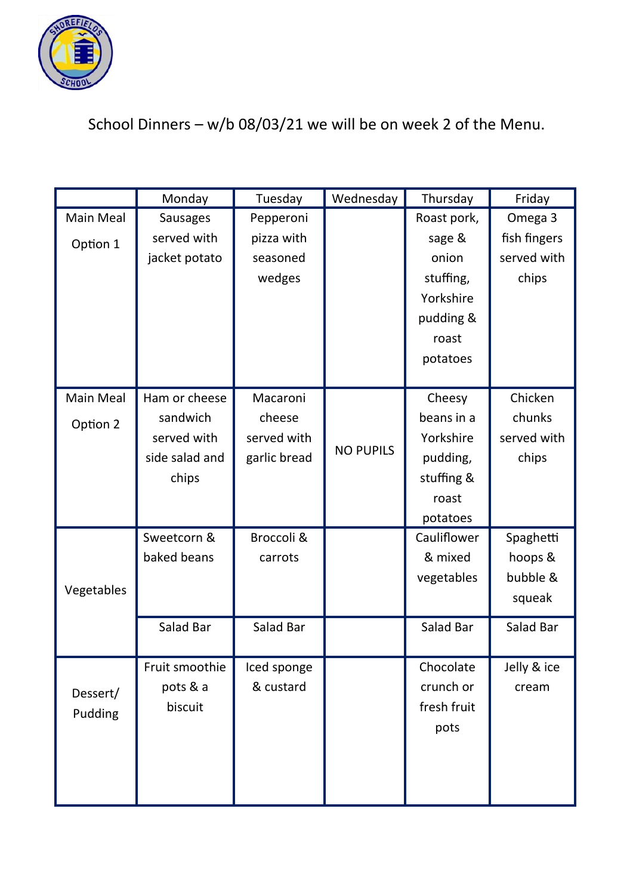School Dinners – w/b 08/03/21 we will be on week 2 of the Menu.

| | Monday | Tuesday | Wednesday | Thursday | Friday |
|---|---|---|---|---|---|
| Main Meal Option 1 | Sausages served with jacket potato | Pepperoni pizza with seasoned wedges | | Roast pork, sage & onion stuffing, Yorkshire pudding & roast potatoes | Omega 3 fish fingers served with chips |
| Main Meal Option 2 | Ham or cheese sandwich served with side salad and chips | Macaroni cheese served with garlic bread | NO PUPILS | Cheesy beans in a Yorkshire pudding, stuffing & roast potatoes | Chicken chunks served with chips |
| Vegetables | Sweetcorn & baked beans | Broccoli & carrots | | Cauliflower & mixed vegetables | Spaghetti hoops & bubble & squeak |
| | Salad Bar | Salad Bar | | Salad Bar | Salad Bar |
| Dessert/ Pudding | Fruit smoothie pots & a biscuit | Iced sponge & custard | | Chocolate crunch or fresh fruit pots | Jelly & ice cream |